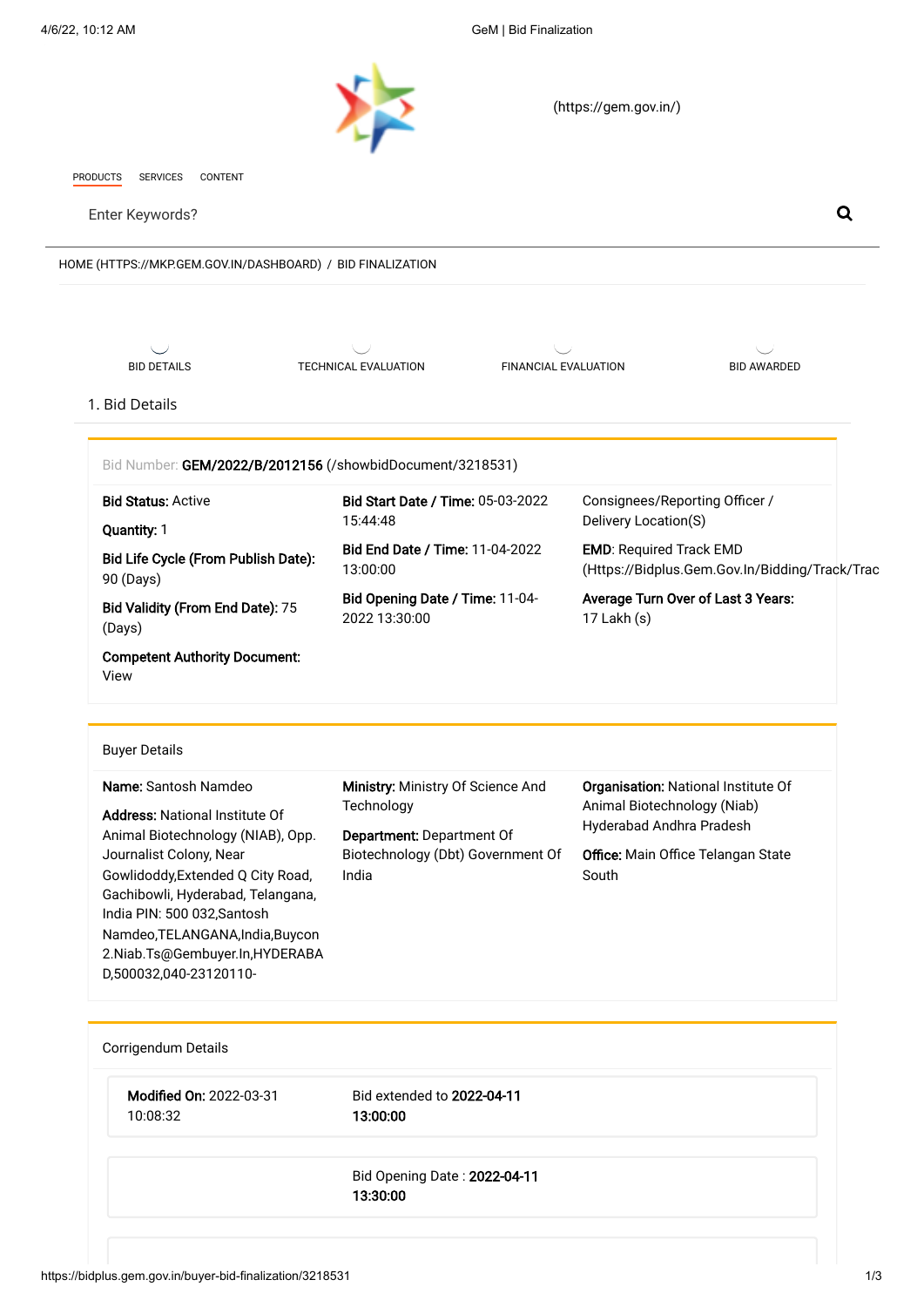(https://gem.gov.in/)

PRODUCTS SERVICES CONTENT

Enter Keywords?

HOME (HTTPS://MKP.GEM.GOV.IN/DASHBOARD) / BID FINALIZATION

BID DETAILS | TECHNICAL EVALUATION | FINANCIAL EVALUATION | BID AWARDED

## 1. Bid Details

Bid Number: **GEM/2022/B/2012156** (/showbidDocument/3218531)

**Bid Status:** Active

**Quantity:** 1

**Bid Life Cycle (From Publish Date):** 90 (Days)

**Bid Validity (From End Date):** 75 (Days)

**Competent Authority Document:** View

**Bid Start Date / Time:** 05-03-2022 15:44:48

**Bid End Date / Time:** 11-04-2022 13:00:00

**Bid Opening Date / Time:** 11-04-2022 13:30:00

Consignees/Reporting Officer / Delivery Location(S)

**EMD**: Required Track EMD (Https://Bidplus.Gem.Gov.In/Bidding/Track/Trac

**Average Turn Over of Last 3 Years:** 17 Lakh (s)

### Buyer Details

**Name:** Santosh Namdeo

**Address:** National Institute Of Animal Biotechnology (NIAB), Opp. Journalist Colony, Near Gowlidoddy,Extended Q City Road, Gachibowli, Hyderabad, Telangana, India PIN: 500 032,Santosh Namdeo,TELANGANA,India,Buycon 2.Niab.Ts@Gembuyer.In,HYDERABAD,500032,040-23120110-

**Ministry:** Ministry Of Science And Technology

**Department:** Department Of Biotechnology (Dbt) Government Of India

**Organisation:** National Institute Of Animal Biotechnology (Niab) Hyderabad Andhra Pradesh

**Office:** Main Office Telangan State South

### Corrigendum Details

**Modified On:** 2022-03-31 10:08:32 — Bid extended to **2022-04-11 13:00:00**

Bid Opening Date : **2022-04-11 13:30:00**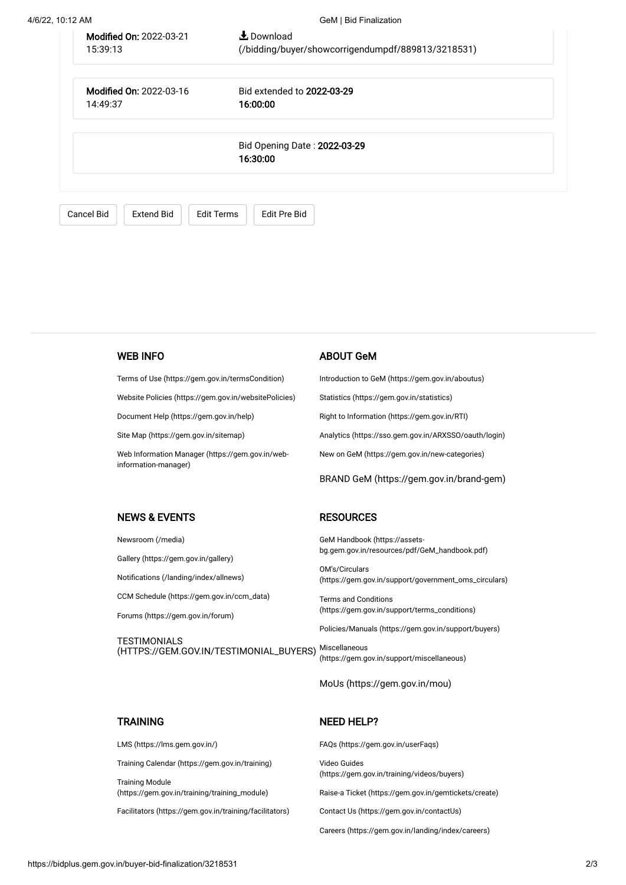**Modified On:** 2022-03-21 15:39:13 | Download (/bidding/buyer/showcorrigendumpdf/889813/3218531)

**Modified On:** 2022-03-16 14:49:37 | Bid extended to **2022-03-29 16:00:00**

Bid Opening Date : **2022-03-29 16:30:00**

Cancel Bid | Extend Bid | Edit Terms | Edit Pre Bid

## WEB INFO

- Terms of Use (https://gem.gov.in/termsCondition)
- Website Policies (https://gem.gov.in/websitePolicies)
- Document Help (https://gem.gov.in/help)
- Site Map (https://gem.gov.in/sitemap)
- Web Information Manager (https://gem.gov.in/web-information-manager)

## ABOUT GeM

- Introduction to GeM (https://gem.gov.in/aboutus)
- Statistics (https://gem.gov.in/statistics)
- Right to Information (https://gem.gov.in/RTI)
- Analytics (https://sso.gem.gov.in/ARXSSO/oauth/login)
- New on GeM (https://gem.gov.in/new-categories)
- BRAND GeM (https://gem.gov.in/brand-gem)

## NEWS & EVENTS

- Newsroom (/media)
- Gallery (https://gem.gov.in/gallery)
- Notifications (/landing/index/allnews)
- CCM Schedule (https://gem.gov.in/ccm_data)
- Forums (https://gem.gov.in/forum)
- TESTIMONIALS (HTTPS://GEM.GOV.IN/TESTIMONIAL_BUYERS)

## RESOURCES

- GeM Handbook (https://assets-bg.gem.gov.in/resources/pdf/GeM_handbook.pdf)
- OM's/Circulars (https://gem.gov.in/support/government_oms_circulars)
- Terms and Conditions (https://gem.gov.in/support/terms_conditions)
- Policies/Manuals (https://gem.gov.in/support/buyers)
- Miscellaneous (https://gem.gov.in/support/miscellaneous)
- MoUs (https://gem.gov.in/mou)

## TRAINING

- LMS (https://lms.gem.gov.in/)
- Training Calendar (https://gem.gov.in/training)
- Training Module (https://gem.gov.in/training/training_module)
- Facilitators (https://gem.gov.in/training/facilitators)

## NEED HELP?

- FAQs (https://gem.gov.in/userFaqs)
- Video Guides (https://gem.gov.in/training/videos/buyers)
- Raise-a Ticket (https://gem.gov.in/gemtickets/create)
- Contact Us (https://gem.gov.in/contactUs)
- Careers (https://gem.gov.in/landing/index/careers)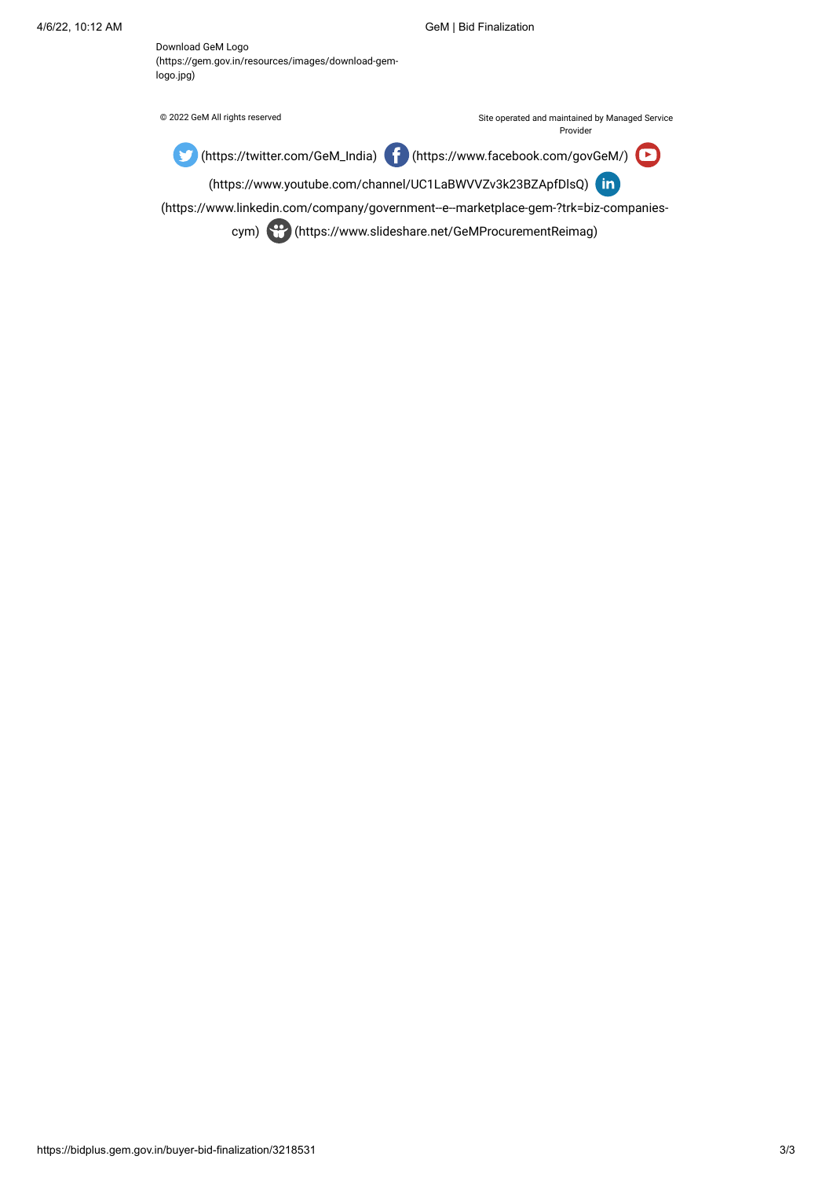Download GeM Logo
(https://gem.gov.in/resources/images/download-gem-logo.jpg)

© 2022 GeM All rights reserved

Site operated and maintained by Managed Service Provider

(https://twitter.com/GeM_India) (https://www.facebook.com/govGeM/) (https://www.youtube.com/channel/UC1LaBWVVZv3k23BZApfDIsQ) (https://www.linkedin.com/company/government--e--marketplace-gem-?trk=biz-companies-cym) (https://www.slideshare.net/GeMProcurementReimag)